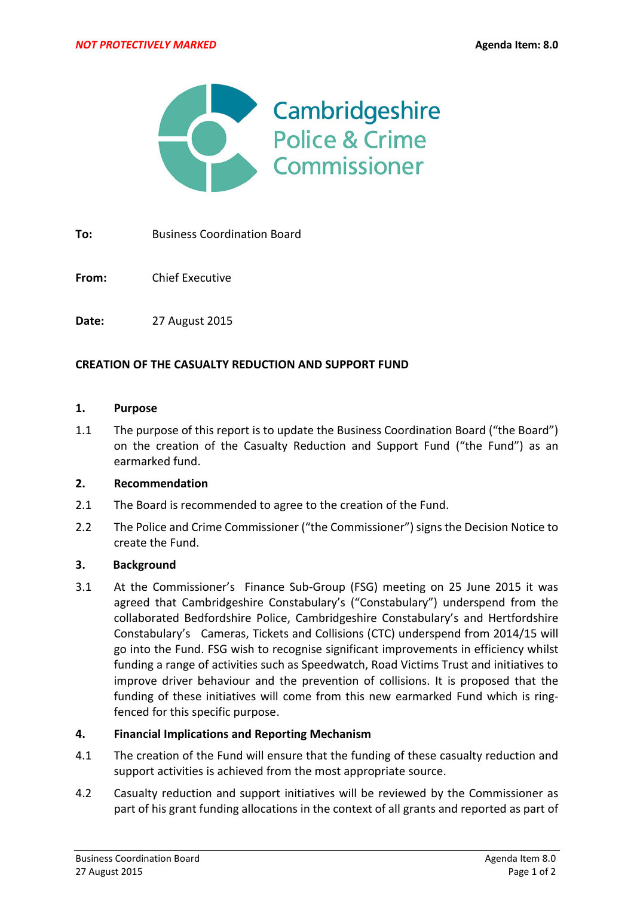NOT PROTECTIVELY MARKED

**Agenda Item: 8.0**

Cambridgeshire
Police & Crime
Commissioner

**To:** Business Coordination Board

**From:** Chief Executive

**Date:** 27 August 2015

**CREATION OF THE CASUALTY REDUCTION AND SUPPORT FUND**

## 1. Purpose

1.1 The purpose of this report is to update the Business Coordination Board ("the Board") on the creation of the Casualty Reduction and Support Fund ("the Fund") as an earmarked fund.

## 2. Recommendation

2.1 The Board is recommended to agree to the creation of the Fund.

2.2 The Police and Crime Commissioner ("the Commissioner") signs the Decision Notice to create the Fund.

## 3. Background

3.1 At the Commissioner's Finance Sub-Group (FSG) meeting on 25 June 2015 it was agreed that Cambridgeshire Constabulary's ("Constabulary") underspend from the collaborated Bedfordshire Police, Cambridgeshire Constabulary's and Hertfordshire Constabulary's Cameras, Tickets and Collisions (CTC) underspend from 2014/15 will go into the Fund. FSG wish to recognise significant improvements in efficiency whilst funding a range of activities such as Speedwatch, Road Victims Trust and initiatives to improve driver behaviour and the prevention of collisions. It is proposed that the funding of these initiatives will come from this new earmarked Fund which is ring-fenced for this specific purpose.

## 4. Financial Implications and Reporting Mechanism

4.1 The creation of the Fund will ensure that the funding of these casualty reduction and support activities is achieved from the most appropriate source.

4.2 Casualty reduction and support initiatives will be reviewed by the Commissioner as part of his grant funding allocations in the context of all grants and reported as part of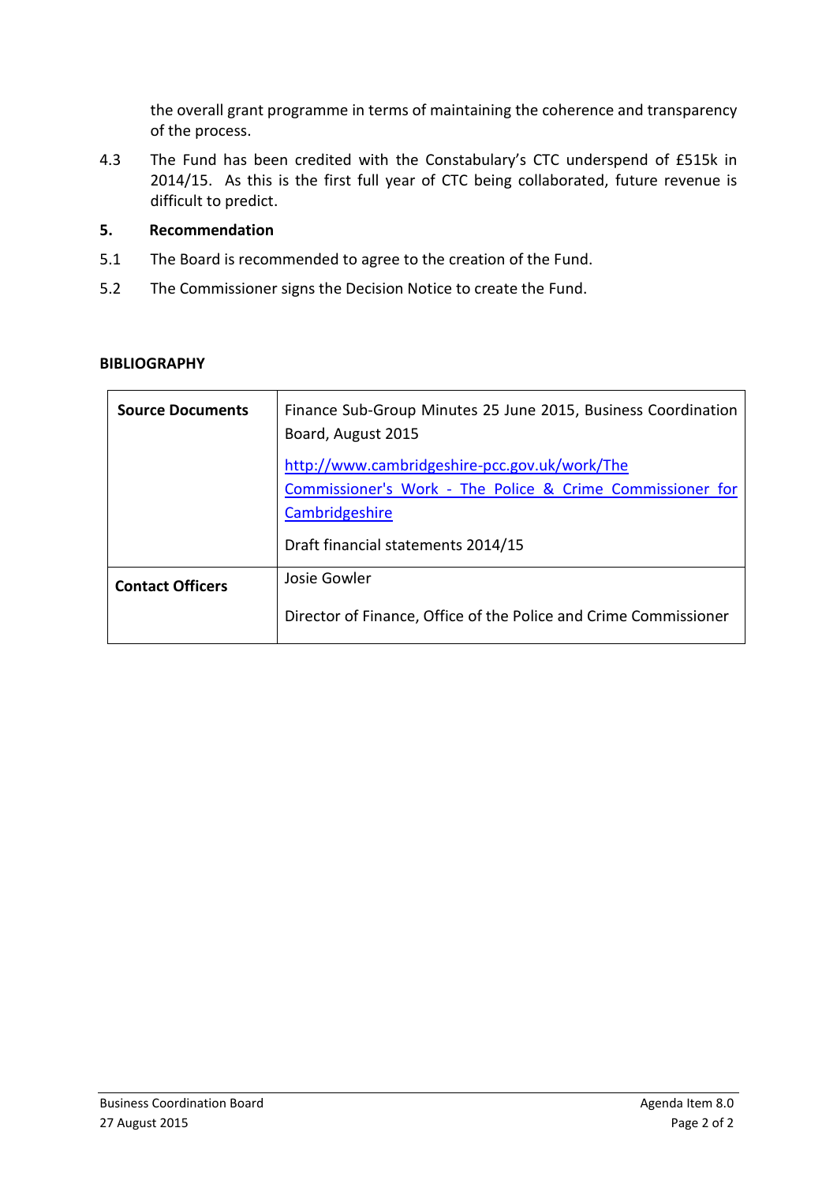the overall grant programme in terms of maintaining the coherence and transparency of the process.

4.3 The Fund has been credited with the Constabulary's CTC underspend of £515k in 2014/15. As this is the first full year of CTC being collaborated, future revenue is difficult to predict.

## 5. Recommendation

5.1 The Board is recommended to agree to the creation of the Fund.

5.2 The Commissioner signs the Decision Notice to create the Fund.

**BIBLIOGRAPHY**

| | |
|---|---|
| **Source Documents** | Finance Sub-Group Minutes 25 June 2015, Business Coordination Board, August 2015<br><br>[http://www.cambridgeshire-pcc.gov.uk/work/The Commissioner's Work - The Police & Crime Commissioner for Cambridgeshire](http://www.cambridgeshire-pcc.gov.uk/work/)<br><br>Draft financial statements 2014/15 |
| **Contact Officers** | Josie Gowler<br><br>Director of Finance, Office of the Police and Crime Commissioner |